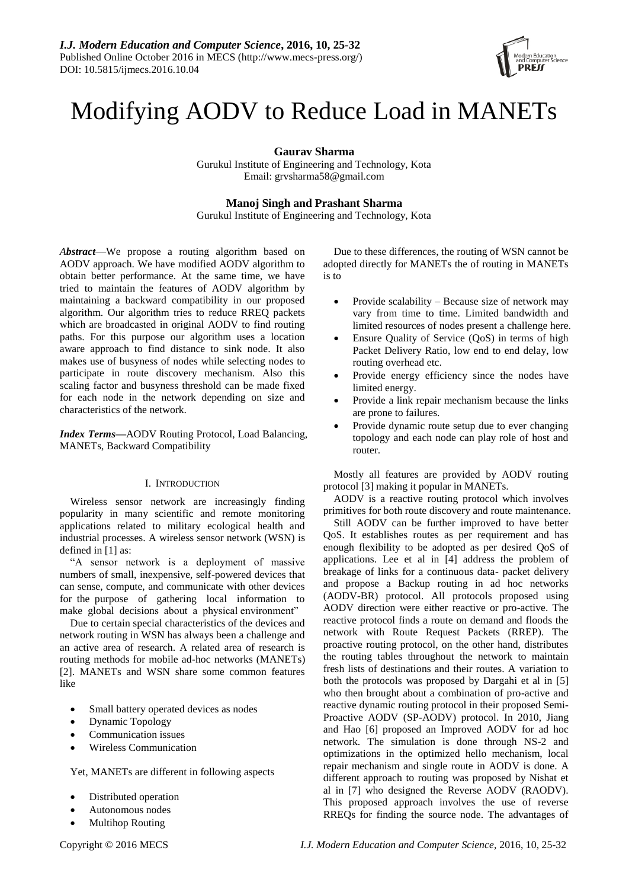# Modifying AODV to Reduce Load in MANETs

**Gaurav Sharma**
Gurukul Institute of Engineering and Technology, Kota
Email: grvsharma58@gmail.com

**Manoj Singh and Prashant Sharma**
Gurukul Institute of Engineering and Technology, Kota

***Abstract***—We propose a routing algorithm based on AODV approach. We have modified AODV algorithm to obtain better performance. At the same time, we have tried to maintain the features of AODV algorithm by maintaining a backward compatibility in our proposed algorithm. Our algorithm tries to reduce RREQ packets which are broadcasted in original AODV to find routing paths. For this purpose our algorithm uses a location aware approach to find distance to sink node. It also makes use of busyness of nodes while selecting nodes to participate in route discovery mechanism. Also this scaling factor and busyness threshold can be made fixed for each node in the network depending on size and characteristics of the network.

***Index Terms***—AODV Routing Protocol, Load Balancing, MANETs, Backward Compatibility

## I. Introduction

Wireless sensor network are increasingly finding popularity in many scientific and remote monitoring applications related to military ecological health and industrial processes. A wireless sensor network (WSN) is defined in [1] as:

"A sensor network is a deployment of massive numbers of small, inexpensive, self-powered devices that can sense, compute, and communicate with other devices for the purpose of gathering local information to make global decisions about a physical environment"

Due to certain special characteristics of the devices and network routing in WSN has always been a challenge and an active area of research. A related area of research is routing methods for mobile ad-hoc networks (MANETs) [2]. MANETs and WSN share some common features like

- Small battery operated devices as nodes
- Dynamic Topology
- Communication issues
- Wireless Communication

Yet, MANETs are different in following aspects

- Distributed operation
- Autonomous nodes
- Multihop Routing

Due to these differences, the routing of WSN cannot be adopted directly for MANETs the of routing in MANETs is to

- Provide scalability – Because size of network may vary from time to time. Limited bandwidth and limited resources of nodes present a challenge here.
- Ensure Quality of Service (QoS) in terms of high Packet Delivery Ratio, low end to end delay, low routing overhead etc.
- Provide energy efficiency since the nodes have limited energy.
- Provide a link repair mechanism because the links are prone to failures.
- Provide dynamic route setup due to ever changing topology and each node can play role of host and router.

Mostly all features are provided by AODV routing protocol [3] making it popular in MANETs.

AODV is a reactive routing protocol which involves primitives for both route discovery and route maintenance.

Still AODV can be further improved to have better QoS. It establishes routes as per requirement and has enough flexibility to be adopted as per desired QoS of applications. Lee et al in [4] address the problem of breakage of links for a continuous data- packet delivery and propose a Backup routing in ad hoc networks (AODV-BR) protocol. All protocols proposed using AODV direction were either reactive or pro-active. The reactive protocol finds a route on demand and floods the network with Route Request Packets (RREP). The proactive routing protocol, on the other hand, distributes the routing tables throughout the network to maintain fresh lists of destinations and their routes. A variation to both the protocols was proposed by Dargahi et al in [5] who then brought about a combination of pro-active and reactive dynamic routing protocol in their proposed Semi-Proactive AODV (SP-AODV) protocol. In 2010, Jiang and Hao [6] proposed an Improved AODV for ad hoc network. The simulation is done through NS-2 and optimizations in the optimized hello mechanism, local repair mechanism and single route in AODV is done. A different approach to routing was proposed by Nishat et al in [7] who designed the Reverse AODV (RAODV). This proposed approach involves the use of reverse RREQs for finding the source node. The advantages of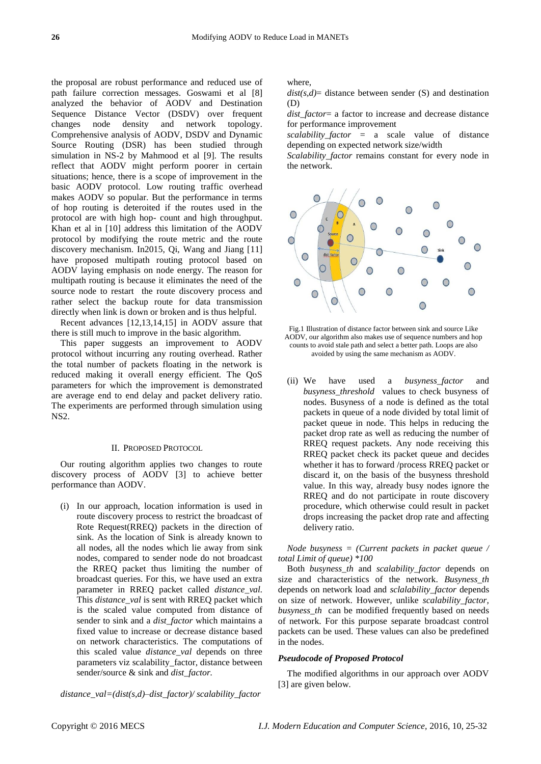the proposal are robust performance and reduced use of path failure correction messages. Goswami et al [8] analyzed the behavior of AODV and Destination Sequence Distance Vector (DSDV) over frequent changes node density and network topology. Comprehensive analysis of AODV, DSDV and Dynamic Source Routing (DSR) has been studied through simulation in NS-2 by Mahmood et al [9]. The results reflect that AODV might perform poorer in certain situations; hence, there is a scope of improvement in the basic AODV protocol. Low routing traffic overhead makes AODV so popular. But the performance in terms of hop routing is deteroited if the routes used in the protocol are with high hop- count and high throughput. Khan et al in [10] address this limitation of the AODV protocol by modifying the route metric and the route discovery mechanism. In2015, Qi, Wang and Jiang [11] have proposed multipath routing protocol based on AODV laying emphasis on node energy. The reason for multipath routing is because it eliminates the need of the source node to restart the route discovery process and rather select the backup route for data transmission directly when link is down or broken and is thus helpful.

Recent advances [12,13,14,15] in AODV assure that there is still much to improve in the basic algorithm.

This paper suggests an improvement to AODV protocol without incurring any routing overhead. Rather the total number of packets floating in the network is reduced making it overall energy efficient. The QoS parameters for which the improvement is demonstrated are average end to end delay and packet delivery ratio. The experiments are performed through simulation using NS2.

## II. Proposed Protocol

Our routing algorithm applies two changes to route discovery process of AODV [3] to achieve better performance than AODV.

(i) In our approach, location information is used in route discovery process to restrict the broadcast of Rote Request(RREQ) packets in the direction of sink. As the location of Sink is already known to all nodes, all the nodes which lie away from sink nodes, compared to sender node do not broadcast the RREQ packet thus limiting the number of broadcast queries. For this, we have used an extra parameter in RREQ packet called *distance_val*. This *distance_val* is sent with RREQ packet which is the scaled value computed from distance of sender to sink and a *dist_factor* which maintains a fixed value to increase or decrease distance based on network characteristics. The computations of this scaled value *distance_val* depends on three parameters viz scalability_factor, distance between sender/source & sink and *dist_factor*.

*distance_val=(dist(s,d)–dist_factor)/ scalability_factor*

where,

*dist(s,d)*= distance between sender (S) and destination (D)

*dist_factor*= a factor to increase and decrease distance for performance improvement

*scalability_factor* = a scale value of distance depending on expected network size/width

*Scalability_factor* remains constant for every node in the network.

Fig.1 Illustration of distance factor between sink and source Like AODV, our algorithm also makes use of sequence numbers and hop counts to avoid stale path and select a better path. Loops are also avoided by using the same mechanism as AODV.

(ii) We have used a *busyness_factor* and *busyness_threshold* values to check busyness of nodes. Busyness of a node is defined as the total packets in queue of a node divided by total limit of packet queue in node. This helps in reducing the packet drop rate as well as reducing the number of RREQ request packets. Any node receiving this RREQ packet check its packet queue and decides whether it has to forward /process RREQ packet or discard it, on the basis of the busyness threshold value. In this way, already busy nodes ignore the RREQ and do not participate in route discovery procedure, which otherwise could result in packet drops increasing the packet drop rate and affecting delivery ratio.

*Node busyness = (Current packets in packet queue / total Limit of queue) \*100*

Both *busyness_th* and *scalability_factor* depends on size and characteristics of the network. *Busyness_th* depends on network load and *sclalability_factor* depends on size of network. However, unlike *scalability_factor*, *busyness_th* can be modified frequently based on needs of network. For this purpose separate broadcast control packets can be used. These values can also be predefined in the nodes.

### *Pseudocode of Proposed Protocol*

The modified algorithms in our approach over AODV [3] are given below.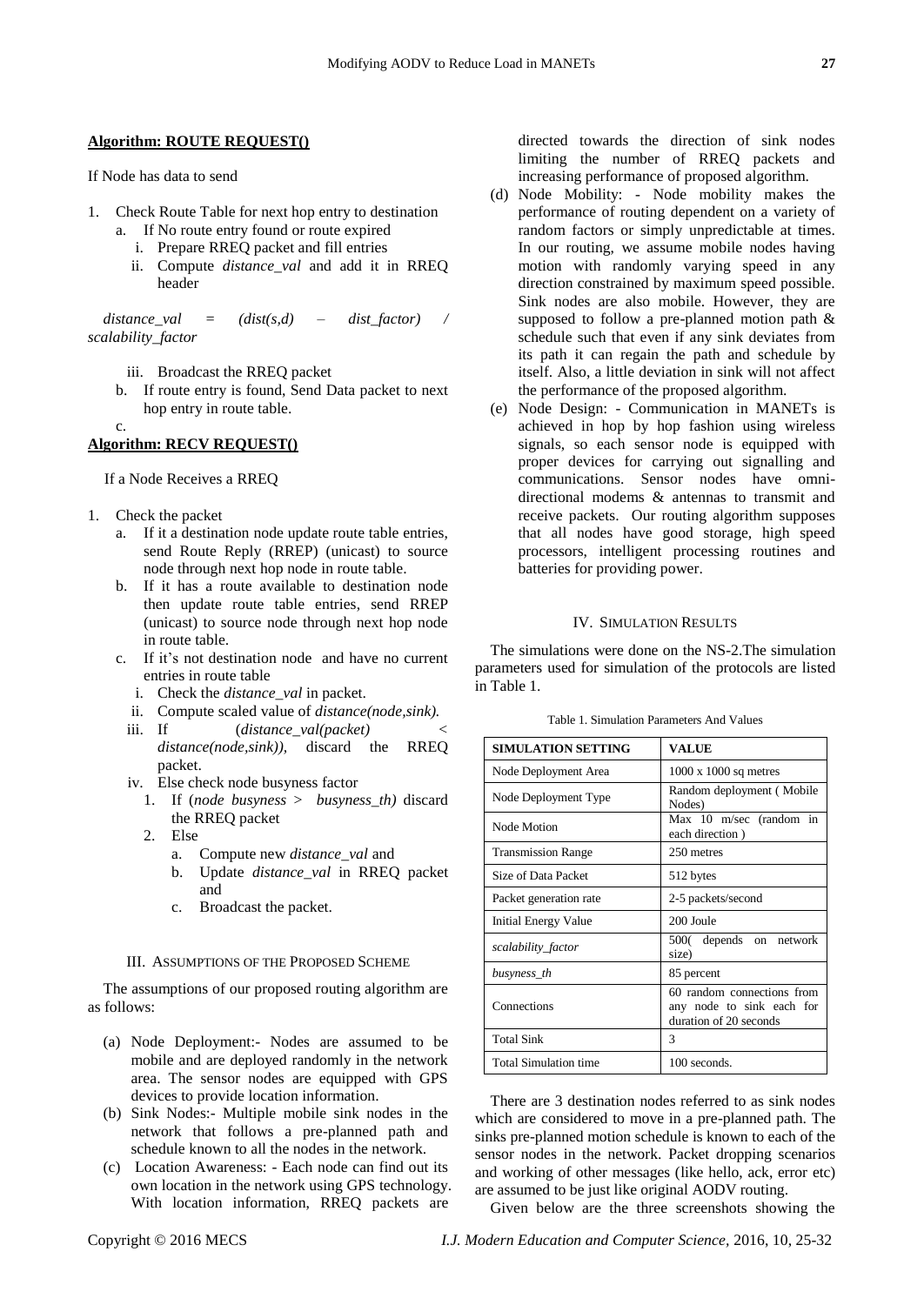**Algorithm: ROUTE REQUEST()**

If Node has data to send

1. Check Route Table for next hop entry to destination
   a. If No route entry found or route expired
      i. Prepare RREQ packet and fill entries
      ii. Compute *distance_val* and add it in RREQ header

*distance_val = (dist(s,d) – dist_factor) / scalability_factor*

      iii. Broadcast the RREQ packet
   b. If route entry is found, Send Data packet to next hop entry in route table.
   c.

**Algorithm: RECV REQUEST()**

If a Node Receives a RREQ

1. Check the packet
   a. If it a destination node update route table entries, send Route Reply (RREP) (unicast) to source node through next hop node in route table.
   b. If it has a route available to destination node then update route table entries, send RREP (unicast) to source node through next hop node in route table.
   c. If it's not destination node and have no current entries in route table
      i. Check the *distance_val* in packet.
      ii. Compute scaled value of *distance(node,sink).*
      iii. If (*distance_val(packet) < distance(node,sink)),* discard the RREQ packet.
      iv. Else check node busyness factor
         1. If (*node busyness > busyness_th)* discard the RREQ packet
         2. Else
            a. Compute new *distance_val* and
            b. Update *distance_val* in RREQ packet and
            c. Broadcast the packet.

### III. Assumptions of the Proposed Scheme

The assumptions of our proposed routing algorithm are as follows:

(a) Node Deployment:- Nodes are assumed to be mobile and are deployed randomly in the network area. The sensor nodes are equipped with GPS devices to provide location information.

(b) Sink Nodes:- Multiple mobile sink nodes in the network that follows a pre-planned path and schedule known to all the nodes in the network.

(c) Location Awareness: - Each node can find out its own location in the network using GPS technology. With location information, RREQ packets are directed towards the direction of sink nodes limiting the number of RREQ packets and increasing performance of proposed algorithm.

(d) Node Mobility: - Node mobility makes the performance of routing dependent on a variety of random factors or simply unpredictable at times. In our routing, we assume mobile nodes having motion with randomly varying speed in any direction constrained by maximum speed possible. Sink nodes are also mobile. However, they are supposed to follow a pre-planned motion path & schedule such that even if any sink deviates from its path it can regain the path and schedule by itself. Also, a little deviation in sink will not affect the performance of the proposed algorithm.

(e) Node Design: - Communication in MANETs is achieved in hop by hop fashion using wireless signals, so each sensor node is equipped with proper devices for carrying out signalling and communications. Sensor nodes have omni-directional modems & antennas to transmit and receive packets. Our routing algorithm supposes that all nodes have good storage, high speed processors, intelligent processing routines and batteries for providing power.

### IV. Simulation Results

The simulations were done on the NS-2.The simulation parameters used for simulation of the protocols are listed in Table 1.

Table 1. Simulation Parameters And Values

| SIMULATION SETTING | VALUE |
|---|---|
| Node Deployment Area | 1000 x 1000 sq metres |
| Node Deployment Type | Random deployment ( Mobile Nodes) |
| Node Motion | Max 10 m/sec (random in each direction ) |
| Transmission Range | 250 metres |
| Size of Data Packet | 512 bytes |
| Packet generation rate | 2-5 packets/second |
| Initial Energy Value | 200 Joule |
| *scalability_factor* | 500( depends on network size) |
| *busyness_th* | 85 percent |
| Connections | 60 random connections from any node to sink each for duration of 20 seconds |
| Total Sink | 3 |
| Total Simulation time | 100 seconds. |

There are 3 destination nodes referred to as sink nodes which are considered to move in a pre-planned path. The sinks pre-planned motion schedule is known to each of the sensor nodes in the network. Packet dropping scenarios and working of other messages (like hello, ack, error etc) are assumed to be just like original AODV routing.

Given below are the three screenshots showing the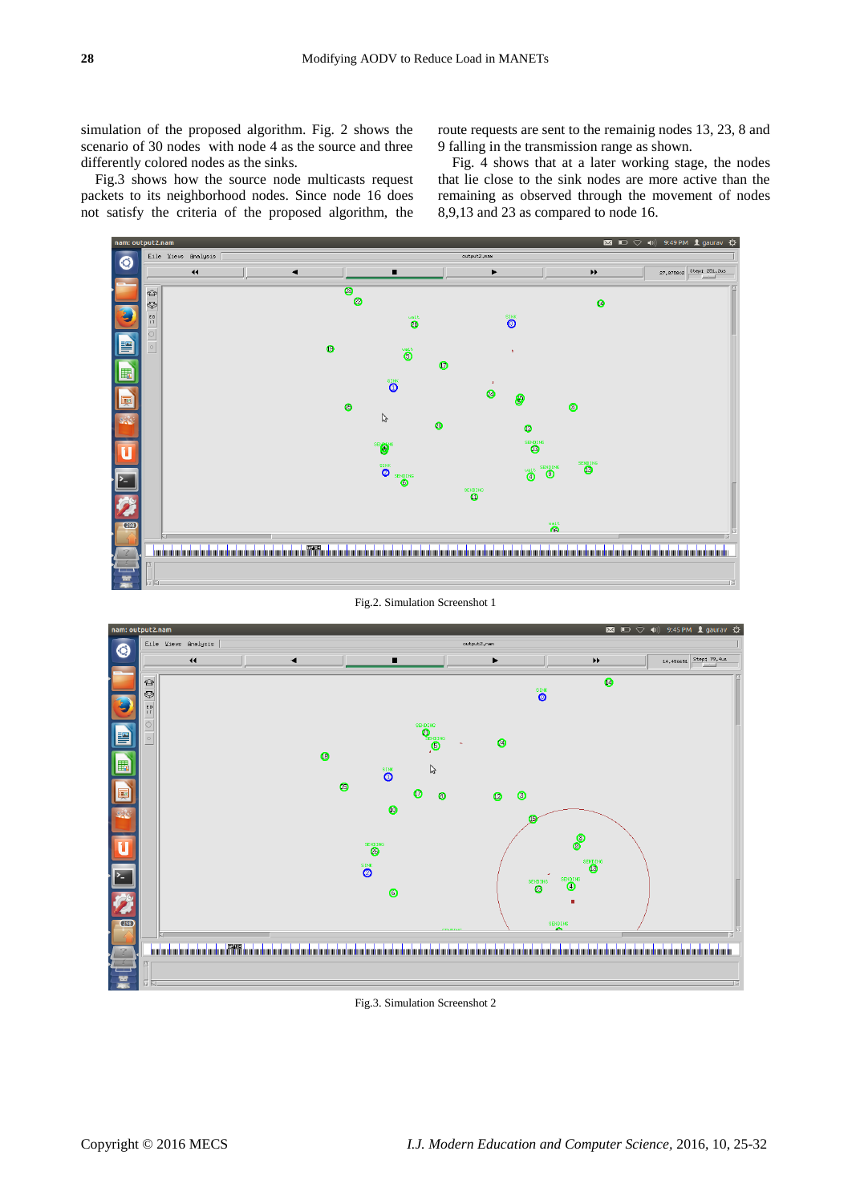simulation of the proposed algorithm. Fig. 2 shows the scenario of 30 nodes with node 4 as the source and three differently colored nodes as the sinks.

Fig.3 shows how the source node multicasts request packets to its neighborhood nodes. Since node 16 does not satisfy the criteria of the proposed algorithm, the route requests are sent to the remainig nodes 13, 23, 8 and 9 falling in the transmission range as shown.

Fig. 4 shows that at a later working stage, the nodes that lie close to the sink nodes are more active than the remaining as observed through the movement of nodes 8,9,13 and 23 as compared to node 16.

Fig.2. Simulation Screenshot 1

Fig.3. Simulation Screenshot 2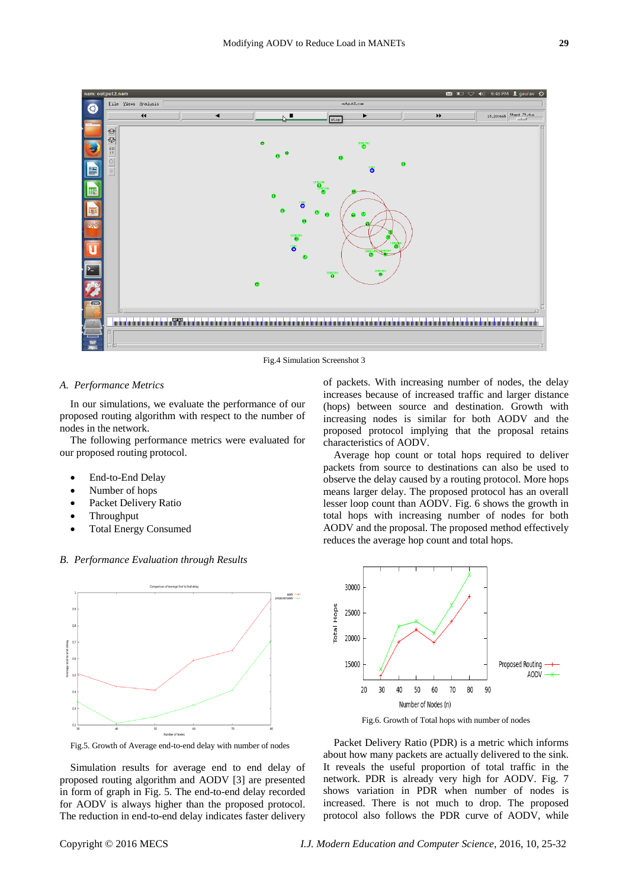Fig.4 Simulation Screenshot 3

## A. Performance Metrics

In our simulations, we evaluate the performance of our proposed routing algorithm with respect to the number of nodes in the network.

The following performance metrics were evaluated for our proposed routing protocol.

- End-to-End Delay
- Number of hops
- Packet Delivery Ratio
- Throughput
- Total Energy Consumed

## B. Performance Evaluation through Results

Fig.5. Growth of Average end-to-end delay with number of nodes

Simulation results for average end to end delay of proposed routing algorithm and AODV [3] are presented in form of graph in Fig. 5. The end-to-end delay recorded for AODV is always higher than the proposed protocol. The reduction in end-to-end delay indicates faster delivery of packets. With increasing number of nodes, the delay increases because of increased traffic and larger distance (hops) between source and destination. Growth with increasing nodes is similar for both AODV and the proposed protocol implying that the proposal retains characteristics of AODV.

Average hop count or total hops required to deliver packets from source to destinations can also be used to observe the delay caused by a routing protocol. More hops means larger delay. The proposed protocol has an overall lesser hop count than AODV. Fig. 6 shows the growth in total hops with increasing number of nodes for both AODV and the proposal. The proposed method effectively reduces the average hop count and total hops.

Fig.6. Growth of Total hops with number of nodes

Packet Delivery Ratio (PDR) is a metric which informs about how many packets are actually delivered to the sink. It reveals the useful proportion of total traffic in the network. PDR is already very high for AODV. Fig. 7 shows variation in PDR when number of nodes is increased. There is not much to drop. The proposed protocol also follows the PDR curve of AODV, while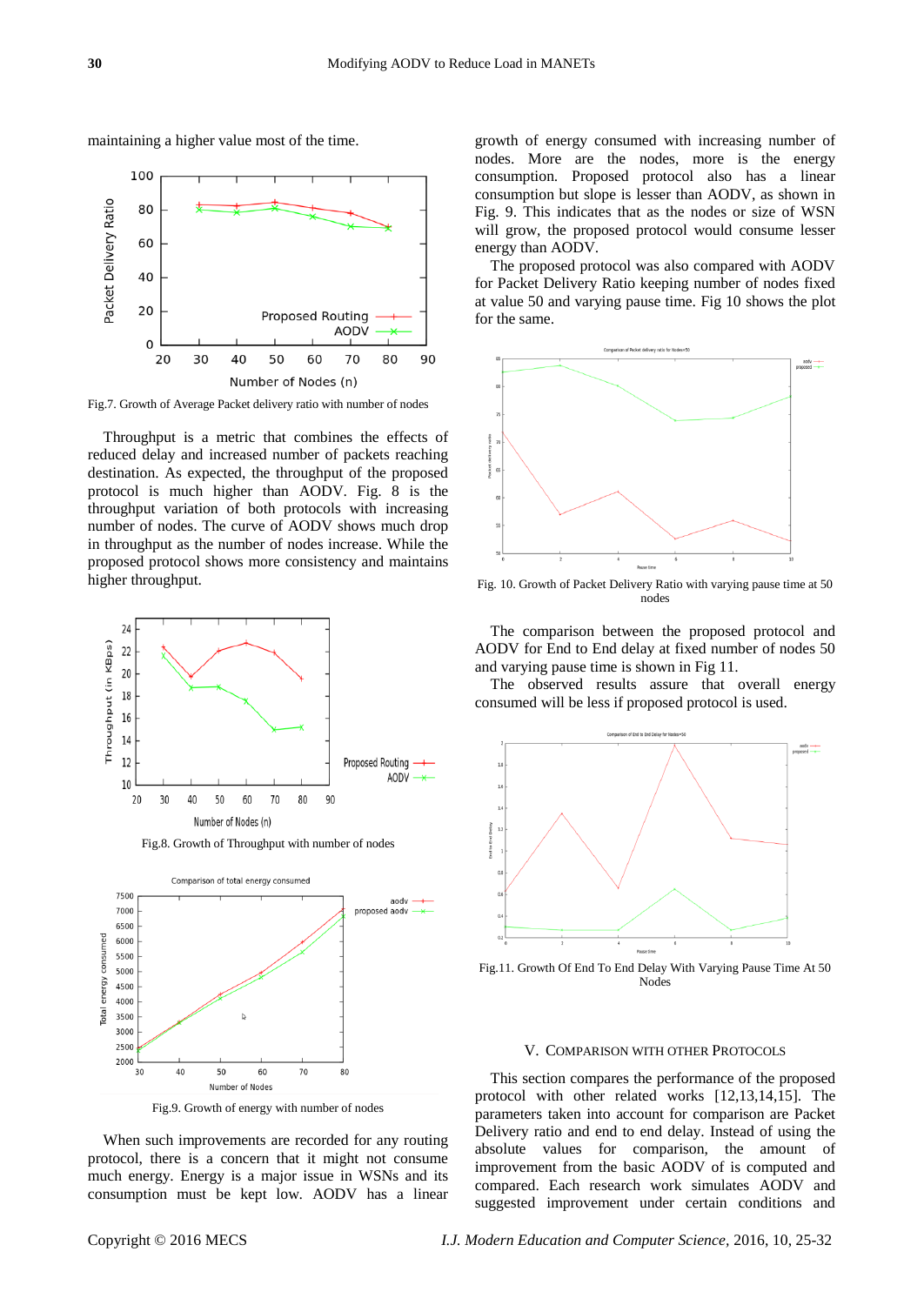maintaining a higher value most of the time.

Fig.7. Growth of Average Packet delivery ratio with number of nodes

Throughput is a metric that combines the effects of reduced delay and increased number of packets reaching destination. As expected, the throughput of the proposed protocol is much higher than AODV. Fig. 8 is the throughput variation of both protocols with increasing number of nodes. The curve of AODV shows much drop in throughput as the number of nodes increase. While the proposed protocol shows more consistency and maintains higher throughput.

Fig.8. Growth of Throughput with number of nodes

Fig.9. Growth of energy with number of nodes

When such improvements are recorded for any routing protocol, there is a concern that it might not consume much energy. Energy is a major issue in WSNs and its consumption must be kept low. AODV has a linear growth of energy consumed with increasing number of nodes. More are the nodes, more is the energy consumption. Proposed protocol also has a linear consumption but slope is lesser than AODV, as shown in Fig. 9. This indicates that as the nodes or size of WSN will grow, the proposed protocol would consume lesser energy than AODV.

The proposed protocol was also compared with AODV for Packet Delivery Ratio keeping number of nodes fixed at value 50 and varying pause time. Fig 10 shows the plot for the same.

Fig. 10. Growth of Packet Delivery Ratio with varying pause time at 50 nodes

The comparison between the proposed protocol and AODV for End to End delay at fixed number of nodes 50 and varying pause time is shown in Fig 11.

The observed results assure that overall energy consumed will be less if proposed protocol is used.

Fig.11. Growth Of End To End Delay With Varying Pause Time At 50 Nodes

## V. Comparison with Other Protocols

This section compares the performance of the proposed protocol with other related works [12,13,14,15]. The parameters taken into account for comparison are Packet Delivery ratio and end to end delay. Instead of using the absolute values for comparison, the amount of improvement from the basic AODV of is computed and compared. Each research work simulates AODV and suggested improvement under certain conditions and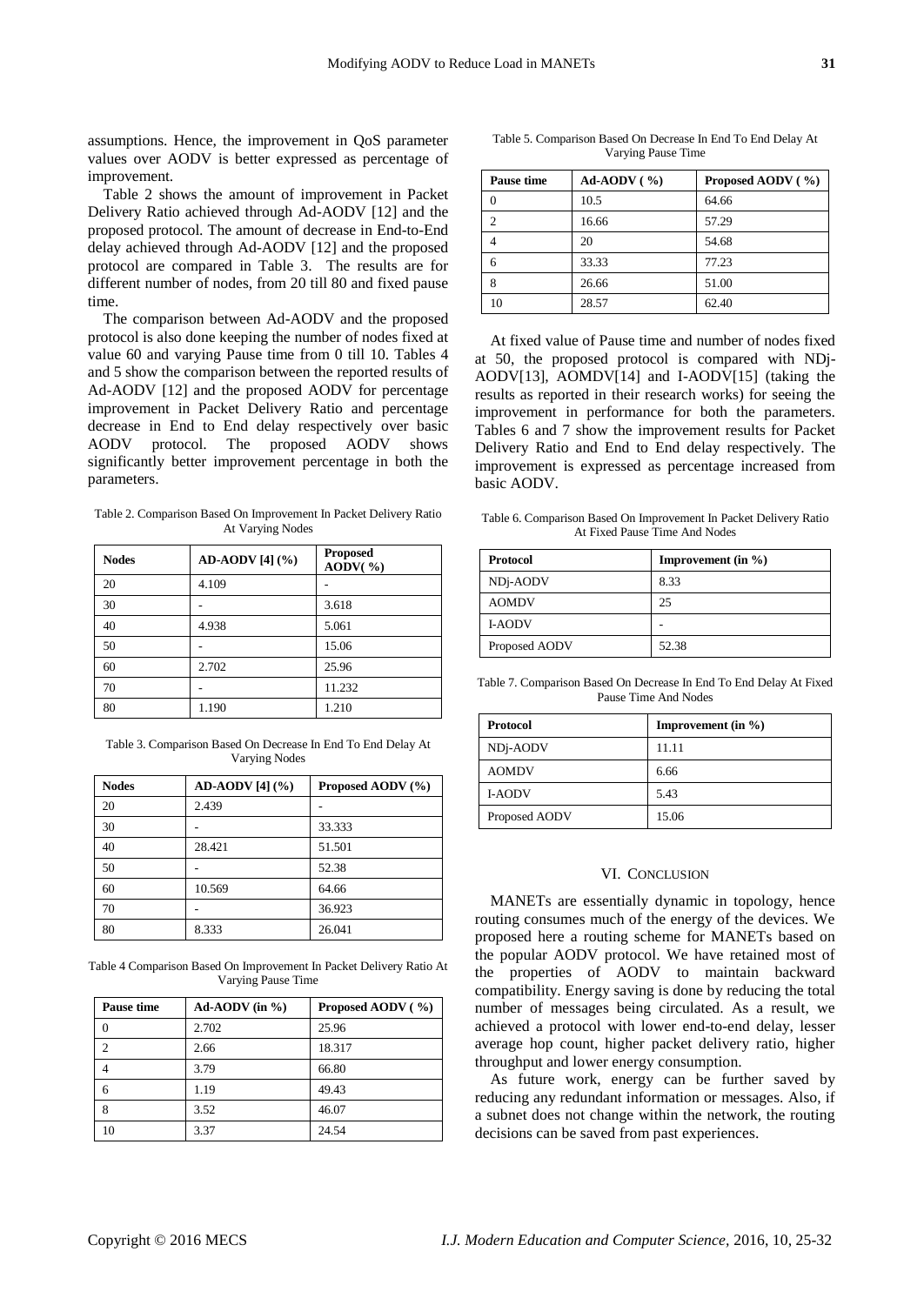assumptions. Hence, the improvement in QoS parameter values over AODV is better expressed as percentage of improvement.

Table 2 shows the amount of improvement in Packet Delivery Ratio achieved through Ad-AODV [12] and the proposed protocol. The amount of decrease in End-to-End delay achieved through Ad-AODV [12] and the proposed protocol are compared in Table 3. The results are for different number of nodes, from 20 till 80 and fixed pause time.

The comparison between Ad-AODV and the proposed protocol is also done keeping the number of nodes fixed at value 60 and varying Pause time from 0 till 10. Tables 4 and 5 show the comparison between the reported results of Ad-AODV [12] and the proposed AODV for percentage improvement in Packet Delivery Ratio and percentage decrease in End to End delay respectively over basic AODV protocol. The proposed AODV shows significantly better improvement percentage in both the parameters.

Table 2. Comparison Based On Improvement In Packet Delivery Ratio At Varying Nodes

| Nodes | AD-AODV [4] (%) | Proposed AODV( %) |
|---|---|---|
| 20 | 4.109 | - |
| 30 | - | 3.618 |
| 40 | 4.938 | 5.061 |
| 50 | - | 15.06 |
| 60 | 2.702 | 25.96 |
| 70 | - | 11.232 |
| 80 | 1.190 | 1.210 |

Table 3. Comparison Based On Decrease In End To End Delay At Varying Nodes

| Nodes | AD-AODV [4] (%) | Proposed AODV (%) |
|---|---|---|
| 20 | 2.439 | - |
| 30 | - | 33.333 |
| 40 | 28.421 | 51.501 |
| 50 | - | 52.38 |
| 60 | 10.569 | 64.66 |
| 70 | - | 36.923 |
| 80 | 8.333 | 26.041 |

Table 4 Comparison Based On Improvement In Packet Delivery Ratio At Varying Pause Time

| Pause time | Ad-AODV (in %) | Proposed AODV ( %) |
|---|---|---|
| 0 | 2.702 | 25.96 |
| 2 | 2.66 | 18.317 |
| 4 | 3.79 | 66.80 |
| 6 | 1.19 | 49.43 |
| 8 | 3.52 | 46.07 |
| 10 | 3.37 | 24.54 |

Table 5. Comparison Based On Decrease In End To End Delay At Varying Pause Time

| Pause time | Ad-AODV ( %) | Proposed AODV ( %) |
|---|---|---|
| 0 | 10.5 | 64.66 |
| 2 | 16.66 | 57.29 |
| 4 | 20 | 54.68 |
| 6 | 33.33 | 77.23 |
| 8 | 26.66 | 51.00 |
| 10 | 28.57 | 62.40 |

At fixed value of Pause time and number of nodes fixed at 50, the proposed protocol is compared with NDj-AODV[13], AOMDV[14] and I-AODV[15] (taking the results as reported in their research works) for seeing the improvement in performance for both the parameters. Tables 6 and 7 show the improvement results for Packet Delivery Ratio and End to End delay respectively. The improvement is expressed as percentage increased from basic AODV.

Table 6. Comparison Based On Improvement In Packet Delivery Ratio At Fixed Pause Time And Nodes

| Protocol | Improvement (in %) |
|---|---|
| NDj-AODV | 8.33 |
| AOMDV | 25 |
| I-AODV | - |
| Proposed AODV | 52.38 |

Table 7. Comparison Based On Decrease In End To End Delay At Fixed Pause Time And Nodes

| Protocol | Improvement (in %) |
|---|---|
| NDj-AODV | 11.11 |
| AOMDV | 6.66 |
| I-AODV | 5.43 |
| Proposed AODV | 15.06 |

## VI. Conclusion

MANETs are essentially dynamic in topology, hence routing consumes much of the energy of the devices. We proposed here a routing scheme for MANETs based on the popular AODV protocol. We have retained most of the properties of AODV to maintain backward compatibility. Energy saving is done by reducing the total number of messages being circulated. As a result, we achieved a protocol with lower end-to-end delay, lesser average hop count, higher packet delivery ratio, higher throughput and lower energy consumption.

As future work, energy can be further saved by reducing any redundant information or messages. Also, if a subnet does not change within the network, the routing decisions can be saved from past experiences.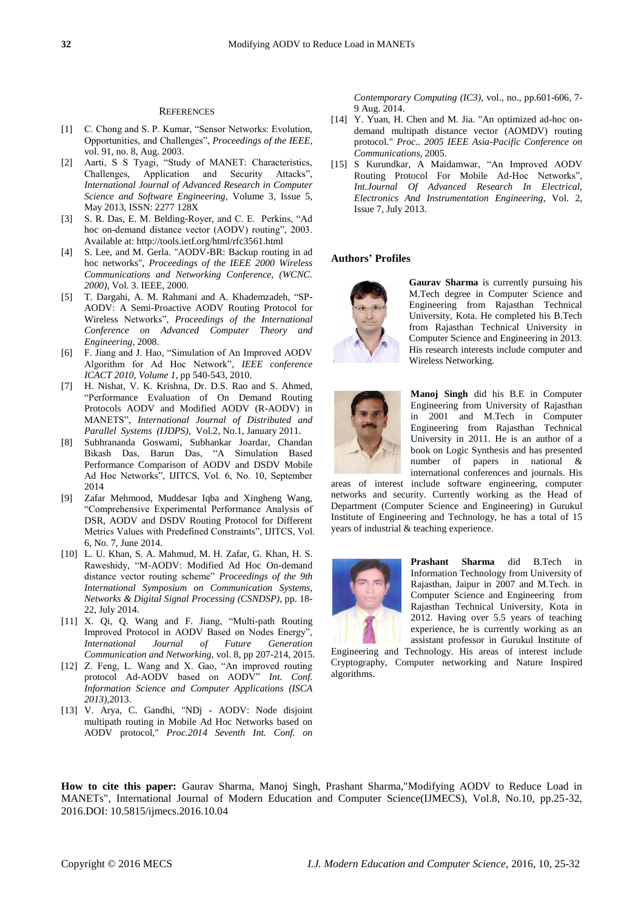## REFERENCES

[1] C. Chong and S. P. Kumar, “Sensor Networks: Evolution, Opportunities, and Challenges”, *Proceedings of the IEEE*, vol. 91, no. 8, Aug. 2003.

[2] Aarti, S S Tyagi, “Study of MANET: Characteristics, Challenges, Application and Security Attacks”, *International Journal of Advanced Research in Computer Science and Software Engineering*, Volume 3, Issue 5, May 2013, ISSN: 2277 128X

[3] S. R. Das, E. M. Belding-Royer, and C. E. Perkins, “Ad hoc on-demand distance vector (AODV) routing”, 2003. Available at: http://tools.ietf.org/html/rfc3561.html

[4] S. Lee, and M. Gerla. "AODV-BR: Backup routing in ad hoc networks", *Proceedings of the IEEE 2000 Wireless Communications and Networking Conference, (WCNC. 2000)*, Vol. 3. IEEE, 2000.

[5] T. Dargahi, A. M. Rahmani and A. Khademzadeh, “SP-AODV: A Semi-Proactive AODV Routing Protocol for Wireless Networks”, *Proceedings of the International Conference on Advanced Computer Theory and Engineering*, 2008.

[6] F. Jiang and J. Hao, “Simulation of An Improved AODV Algorithm for Ad Hoc Network”, *IEEE conference ICACT 2010, Volume 1*, pp 540-543, 2010.

[7] H. Nishat, V. K. Krishna, Dr. D.S. Rao and S. Ahmed, “Performance Evaluation of On Demand Routing Protocols AODV and Modified AODV (R-AODV) in MANETS”, *International Journal of Distributed and Parallel Systems (IJDPS)*, Vol.2, No.1, January 2011.

[8] Subhrananda Goswami, Subhankar Joardar, Chandan Bikash Das, Barun Das, “A Simulation Based Performance Comparison of AODV and DSDV Mobile Ad Hoc Networks”, IJITCS, Vol. 6, No. 10, September 2014

[9] Zafar Mehmood, Muddesar Iqba and Xingheng Wang, “Comprehensive Experimental Performance Analysis of DSR, AODV and DSDV Routing Protocol for Different Metrics Values with Predefined Constraints”, IJITCS, Vol. 6, No. 7, June 2014.

[10] L. U. Khan, S. A. Mahmud, M. H. Zafar, G. Khan, H. S. Raweshidy, “M-AODV: Modified Ad Hoc On-demand distance vector routing scheme” *Proceedings of the 9th International Symposium on Communication Systems, Networks & Digital Signal Processing (CSNDSP)*, pp. 18-22, July 2014.

[11] X. Qi, Q. Wang and F. Jiang, “Multi-path Routing Improved Protocol in AODV Based on Nodes Energy”, *International Journal of Future Generation Communication and Networking*, vol. 8, pp 207-214, 2015.

[12] Z. Feng, L. Wang and X. Gao, “An improved routing protocol Ad-AODV based on AODV” *Int. Conf. Information Science and Computer Applications (ISCA 2013)*,2013.

[13] V. Arya, C. Gandhi, "NDj - AODV: Node disjoint multipath routing in Mobile Ad Hoc Networks based on AODV protocol," *Proc.2014 Seventh Int. Conf. on Contemporary Computing (IC3)*, vol., no., pp.601-606, 7-9 Aug. 2014.

[14] Y. Yuan, H. Chen and M. Jia. "An optimized ad-hoc on-demand multipath distance vector (AOMDV) routing protocol." *Proc.. 2005 IEEE Asia-Pacific Conference on Communications*, 2005.

[15] S Kurundkar, A Maidamwar, “An Improved AODV Routing Protocol For Mobile Ad-Hoc Networks”, *Int.Journal Of Advanced Research In Electrical, Electronics And Instrumentation Engineering*, Vol. 2, Issue 7, July 2013.

## Authors' Profiles

**Gaurav Sharma** is currently pursuing his M.Tech degree in Computer Science and Engineering from Rajasthan Technical University, Kota. He completed his B.Tech from Rajasthan Technical University in Computer Science and Engineering in 2013. His research interests include computer and Wireless Networking.

**Manoj Singh** did his B.E in Computer Engineering from University of Rajasthan in 2001 and M.Tech in Computer Engineering from Rajasthan Technical University in 2011. He is an author of a book on Logic Synthesis and has presented number of papers in national & international conferences and journals. His areas of interest include software engineering, computer networks and security. Currently working as the Head of Department (Computer Science and Engineering) in Gurukul Institute of Engineering and Technology, he has a total of 15 years of industrial & teaching experience.

**Prashant Sharma** did B.Tech in Information Technology from University of Rajasthan, Jaipur in 2007 and M.Tech. in Computer Science and Engineering from Rajasthan Technical University, Kota in 2012. Having over 5.5 years of teaching experience, he is currently working as an assistant professor in Gurukul Institute of Engineering and Technology. His areas of interest include Cryptography, Computer networking and Nature Inspired algorithms.

**How to cite this paper:** Gaurav Sharma, Manoj Singh, Prashant Sharma,"Modifying AODV to Reduce Load in MANETs", International Journal of Modern Education and Computer Science(IJMECS), Vol.8, No.10, pp.25-32, 2016.DOI: 10.5815/ijmecs.2016.10.04